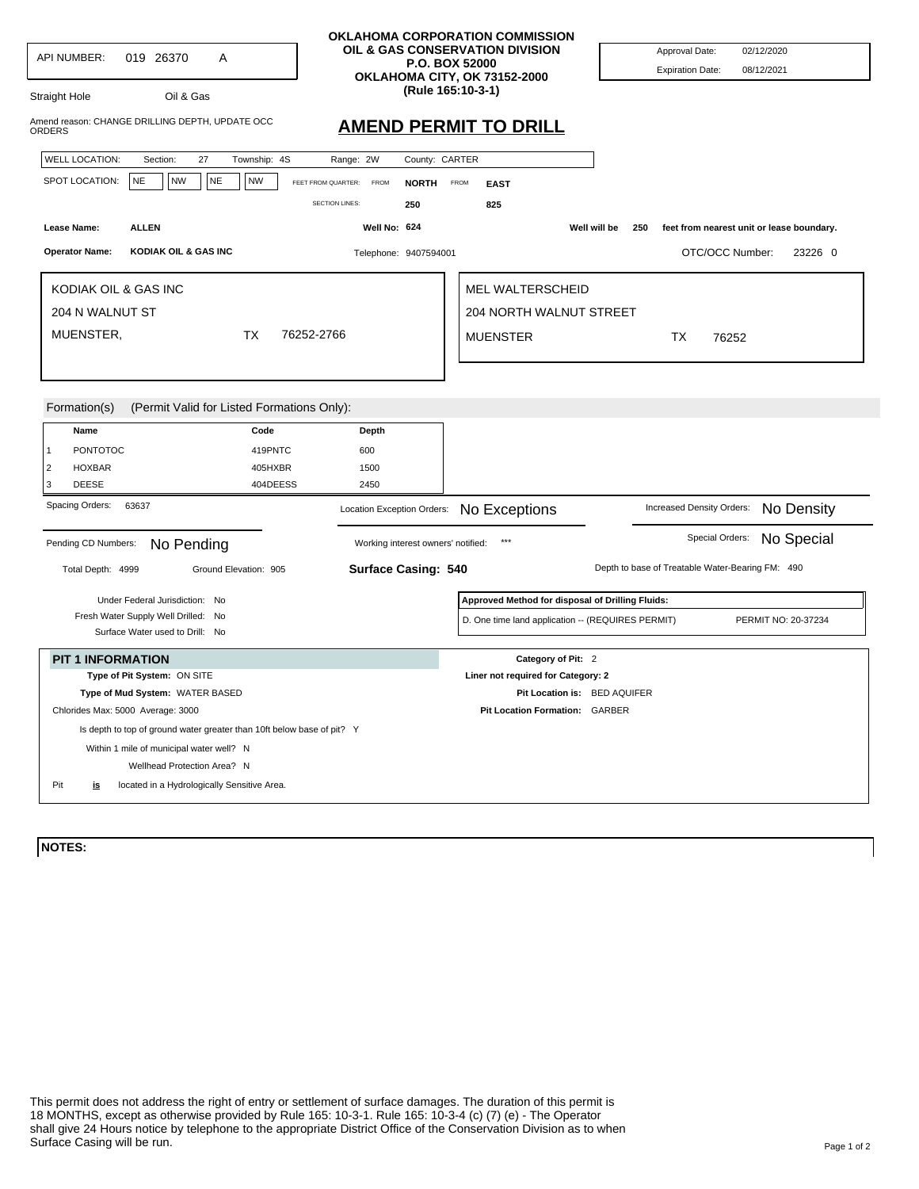API NUMBER: 019 26370 A

**OKLAHOMA CORPORATION COMMISSION**
**OIL & GAS CONSERVATION DIVISION**
**P.O. BOX 52000**
**OKLAHOMA CITY, OK 73152-2000**
**(Rule 165:10-3-1)**

Approval Date: 02/12/2020
Expiration Date: 08/12/2021

Straight Hole Oil & Gas

Amend reason: CHANGE DRILLING DEPTH, UPDATE OCC ORDERS

# AMEND PERMIT TO DRILL

WELL LOCATION: Section: 27 Township: 4S Range: 2W County: CARTER

SPOT LOCATION: NE NW NE NW FEET FROM QUARTER: FROM **NORTH** FROM **EAST**

SECTION LINES: 250 825

**Lease Name:** ALLEN **Well No:** 624 Well will be 250 feet from nearest unit or lease boundary.

**Operator Name:** KODIAK OIL & GAS INC Telephone: 9407594001 OTC/OCC Number: 23226 0

KODIAK OIL & GAS INC
204 N WALNUT ST
MUENSTER, TX 76252-2766

MEL WALTERSCHEID
204 NORTH WALNUT STREET
MUENSTER TX 76252

Formation(s) (Permit Valid for Listed Formations Only):

| | Name | Code | Depth |
|---|---|---|---|
| 1 | PONTOTOC | 419PNTC | 600 |
| 2 | HOXBAR | 405HXBR | 1500 |
| 3 | DEESE | 404DEESS | 2450 |

Spacing Orders: 63637

Location Exception Orders: No Exceptions

Increased Density Orders: No Density

Pending CD Numbers: No Pending

Working interest owners' notified: ***

Special Orders: No Special

Total Depth: 4999 Ground Elevation: 905 **Surface Casing: 540** Depth to base of Treatable Water-Bearing FM: 490

Under Federal Jurisdiction: No
Fresh Water Supply Well Drilled: No
Surface Water used to Drill: No

**Approved Method for disposal of Drilling Fluids:**
D. One time land application -- (REQUIRES PERMIT) PERMIT NO: 20-37234

**PIT 1 INFORMATION**

**Type of Pit System:** ON SITE
**Type of Mud System:** WATER BASED
Chlorides Max: 5000 Average: 3000
Is depth to top of ground water greater than 10ft below base of pit? Y
Within 1 mile of municipal water well? N
Wellhead Protection Area? N
Pit **is** located in a Hydrologically Sensitive Area.

**Category of Pit:** 2
**Liner not required for Category: 2**
**Pit Location is:** BED AQUIFER
**Pit Location Formation:** GARBER

**NOTES:**

This permit does not address the right of entry or settlement of surface damages. The duration of this permit is 18 MONTHS, except as otherwise provided by Rule 165: 10-3-1. Rule 165: 10-3-4 (c) (7) (e) - The Operator shall give 24 Hours notice by telephone to the appropriate District Office of the Conservation Division as to when Surface Casing will be run.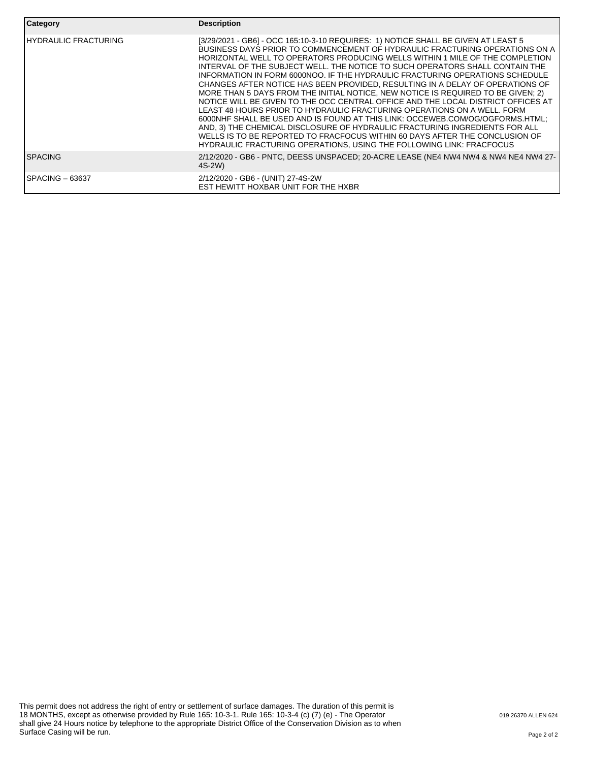| Category | Description |
|---|---|
| HYDRAULIC FRACTURING | [3/29/2021 - GB6] - OCC 165:10-3-10 REQUIRES: 1) NOTICE SHALL BE GIVEN AT LEAST 5 BUSINESS DAYS PRIOR TO COMMENCEMENT OF HYDRAULIC FRACTURING OPERATIONS ON A HORIZONTAL WELL TO OPERATORS PRODUCING WELLS WITHIN 1 MILE OF THE COMPLETION INTERVAL OF THE SUBJECT WELL. THE NOTICE TO SUCH OPERATORS SHALL CONTAIN THE INFORMATION IN FORM 6000NOO. IF THE HYDRAULIC FRACTURING OPERATIONS SCHEDULE CHANGES AFTER NOTICE HAS BEEN PROVIDED, RESULTING IN A DELAY OF OPERATIONS OF MORE THAN 5 DAYS FROM THE INITIAL NOTICE, NEW NOTICE IS REQUIRED TO BE GIVEN; 2) NOTICE WILL BE GIVEN TO THE OCC CENTRAL OFFICE AND THE LOCAL DISTRICT OFFICES AT LEAST 48 HOURS PRIOR TO HYDRAULIC FRACTURING OPERATIONS ON A WELL. FORM 6000NHF SHALL BE USED AND IS FOUND AT THIS LINK: OCCEWEB.COM/OG/OGFORMS.HTML; AND, 3) THE CHEMICAL DISCLOSURE OF HYDRAULIC FRACTURING INGREDIENTS FOR ALL WELLS IS TO BE REPORTED TO FRACFOCUS WITHIN 60 DAYS AFTER THE CONCLUSION OF HYDRAULIC FRACTURING OPERATIONS, USING THE FOLLOWING LINK: FRACFOCUS |
| SPACING | 2/12/2020 - GB6 - PNTC, DEESS UNSPACED; 20-ACRE LEASE (NE4 NW4 NW4 & NW4 NE4 NW4 27-4S-2W) |
| SPACING – 63637 | 2/12/2020 - GB6 - (UNIT) 27-4S-2W<br>EST HEWITT HOXBAR UNIT FOR THE HXBR |

This permit does not address the right of entry or settlement of surface damages. The duration of this permit is 18 MONTHS, except as otherwise provided by Rule 165: 10-3-1. Rule 165: 10-3-4 (c) (7) (e) - The Operator shall give 24 Hours notice by telephone to the appropriate District Office of the Conservation Division as to when Surface Casing will be run.

019 26370 ALLEN 624